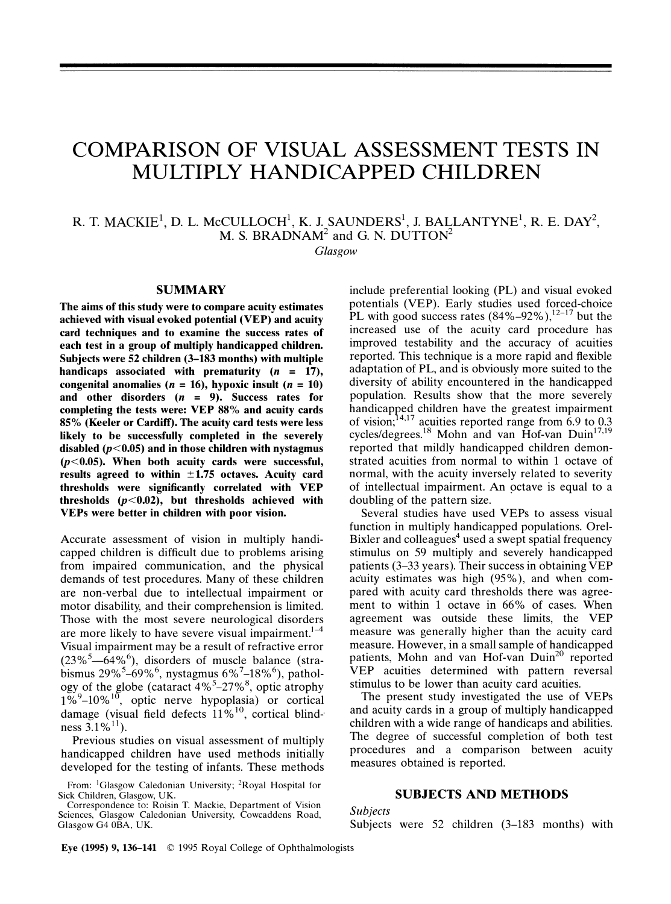# COMPARISON OF VISUAL ASSESSMENT TESTS IN MULTIPLY HANDICAPPED CHILDREN

R. T. MACKIE[1], D. L. McCULLOCH[1], K. J. SAUNDERS[1], J. BALLANTYNE[1], R. E. DAY[2], M. S. BRADNAM[2] and G. N. DUTTON[2]

*Glasgow*

## SUMMARY

**The aims of this study were to compare acuity estimates achieved with visual evoked potential (VEP) and acuity card techniques and to examine the success rates of each test in a group of multiply handicapped children. Subjects were 52 children (3–183 months) with multiple handicaps associated with prematurity ($n$ = 17), congenital anomalies ($n$ = 16), hypoxic insult ($n$ = 10) and other disorders ($n$ = 9). Success rates for completing the tests were: VEP 88% and acuity cards 85% (Keeler or Cardiff). The acuity card tests were less likely to be successfully completed in the severely disabled ($p<0.05$) and in those children with nystagmus ($p<0.05$). When both acuity cards were successful, results agreed to within ±1.75 octaves. Acuity card thresholds were significantly correlated with VEP thresholds ($p<0.02$), but thresholds achieved with VEPs were better in children with poor vision.**

Accurate assessment of vision in multiply handicapped children is difficult due to problems arising from impaired communication, and the physical demands of test procedures. Many of these children are non-verbal due to intellectual impairment or motor disability, and their comprehension is limited. Those with the most severe neurological disorders are more likely to have severe visual impairment.[1–4] Visual impairment may be a result of refractive error (23%[5]—64%[6]), disorders of muscle balance (strabismus 29%[5]–69%[6], nystagmus 6%[7]–18%[6]), pathology of the globe (cataract 4%[5]–27%[8], optic atrophy 1%[9]–10%[10], optic nerve hypoplasia) or cortical damage (visual field defects 11%[10], cortical blindness 3.1%[11]).

Previous studies on visual assessment of multiply handicapped children have used methods initially developed for the testing of infants. These methods include preferential looking (PL) and visual evoked potentials (VEP). Early studies used forced-choice PL with good success rates (84%–92%),[12–17] but the increased use of the acuity card procedure has improved testability and the accuracy of acuities reported. This technique is a more rapid and flexible adaptation of PL, and is obviously more suited to the diversity of ability encountered in the handicapped population. Results show that the more severely handicapped children have the greatest impairment of vision;[14,17] acuities reported range from 6.9 to 0.3 cycles/degrees.[18] Mohn and van Hof-van Duin[17,19] reported that mildly handicapped children demonstrated acuities from normal to within 1 octave of normal, with the acuity inversely related to severity of intellectual impairment. An octave is equal to a doubling of the pattern size.

Several studies have used VEPs to assess visual function in multiply handicapped populations. Orel-Bixler and colleagues[4] used a swept spatial frequency stimulus on 59 multiply and severely handicapped patients (3–33 years). Their success in obtaining VEP acuity estimates was high (95%), and when compared with acuity card thresholds there was agreement to within 1 octave in 66% of cases. When agreement was outside these limits, the VEP measure was generally higher than the acuity card measure. However, in a small sample of handicapped patients, Mohn and van Hof-van Duin[20] reported VEP acuities determined with pattern reversal stimulus to be lower than acuity card acuities.

The present study investigated the use of VEPs and acuity cards in a group of multiply handicapped children with a wide range of handicaps and abilities. The degree of successful completion of both test procedures and a comparison between acuity measures obtained is reported.

## SUBJECTS AND METHODS

*Subjects*

Subjects were 52 children (3–183 months) with

From: [1]Glasgow Caledonian University; [2]Royal Hospital for Sick Children, Glasgow, UK.

Correspondence to: Roisin T. Mackie, Department of Vision Sciences, Glasgow Caledonian University, Cowcaddens Road, Glasgow G4 0BA, UK.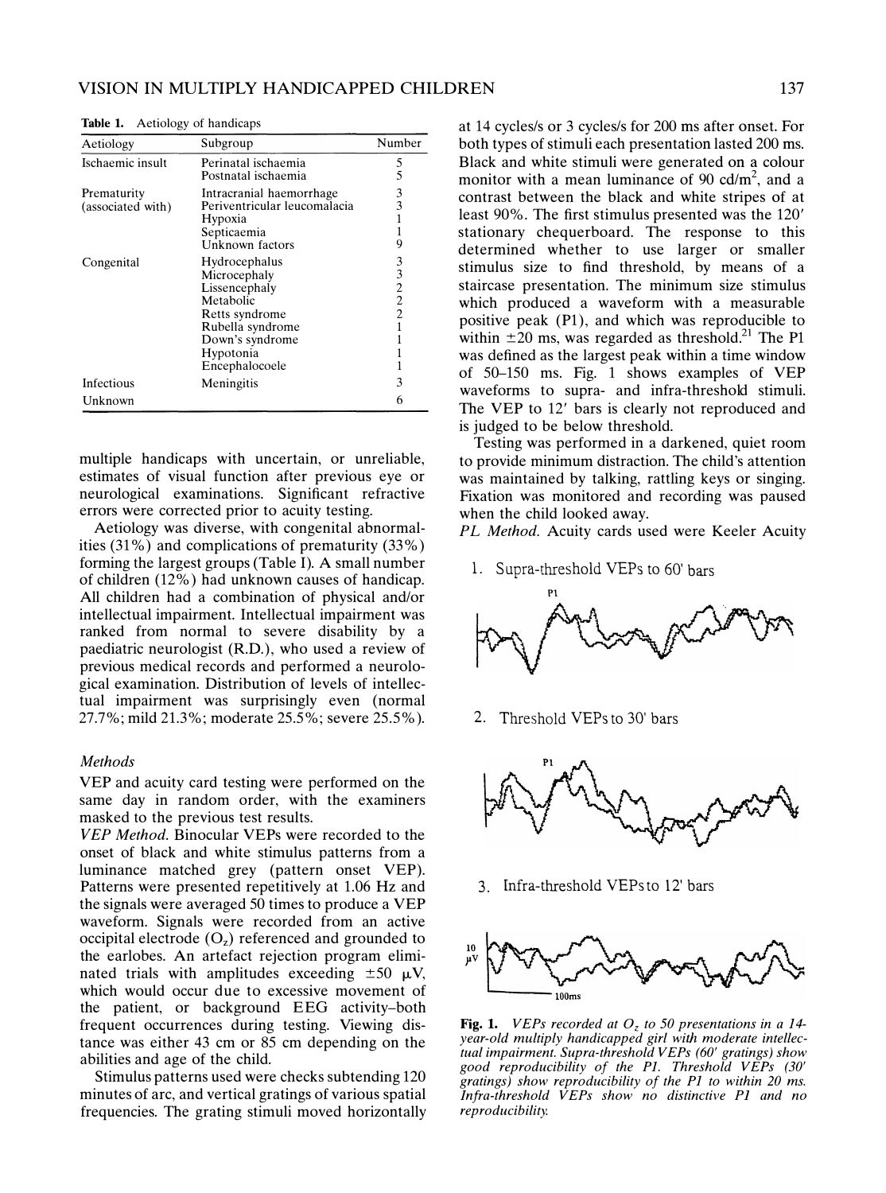**Table 1.** Aetiology of handicaps

| Aetiology | Subgroup | Number |
|---|---|---|
| Ischaemic insult | Perinatal ischaemia | 5 |
| | Postnatal ischaemia | 5 |
| Prematurity (associated with) | Intracranial haemorrhage | 3 |
| | Periventricular leucomalacia | 3 |
| | Hypoxia | 1 |
| | Septicaemia | 1 |
| | Unknown factors | 9 |
| Congenital | Hydrocephalus | 3 |
| | Microcephaly | 3 |
| | Lissencephaly | 2 |
| | Metabolic | 2 |
| | Retts syndrome | 2 |
| | Rubella syndrome | 1 |
| | Down's syndrome | 1 |
| | Hypotonia | 1 |
| | Encephalocoele | 1 |
| Infectious | Meningitis | 3 |
| Unknown | | 6 |

multiple handicaps with uncertain, or unreliable, estimates of visual function after previous eye or neurological examinations. Significant refractive errors were corrected prior to acuity testing.

Aetiology was diverse, with congenital abnormalities (31%) and complications of prematurity (33%) forming the largest groups (Table I). A small number of children (12%) had unknown causes of handicap. All children had a combination of physical and/or intellectual impairment. Intellectual impairment was ranked from normal to severe disability by a paediatric neurologist (R.D.), who used a review of previous medical records and performed a neurological examination. Distribution of levels of intellectual impairment was surprisingly even (normal 27.7%; mild 21.3%; moderate 25.5%; severe 25.5%).

### Methods

VEP and acuity card testing were performed on the same day in random order, with the examiners masked to the previous test results.

*VEP Method.* Binocular VEPs were recorded to the onset of black and white stimulus patterns from a luminance matched grey (pattern onset VEP). Patterns were presented repetitively at 1.06 Hz and the signals were averaged 50 times to produce a VEP waveform. Signals were recorded from an active occipital electrode ($O_z$) referenced and grounded to the earlobes. An artefact rejection program eliminated trials with amplitudes exceeding $\pm 50$ μV, which would occur due to excessive movement of the patient, or background EEG activity–both frequent occurrences during testing. Viewing distance was either 43 cm or 85 cm depending on the abilities and age of the child.

Stimulus patterns used were checks subtending 120 minutes of arc, and vertical gratings of various spatial frequencies. The grating stimuli moved horizontally at 14 cycles/s or 3 cycles/s for 200 ms after onset. For both types of stimuli each presentation lasted 200 ms. Black and white stimuli were generated on a colour monitor with a mean luminance of 90 cd/m$^2$, and a contrast between the black and white stripes of at least 90%. The first stimulus presented was the 120′ stationary chequerboard. The response to this determined whether to use larger or smaller stimulus size to find threshold, by means of a staircase presentation. The minimum size stimulus which produced a waveform with a measurable positive peak (P1), and which was reproducible to within $\pm 20$ ms, was regarded as threshold.[21] The P1 was defined as the largest peak within a time window of 50–150 ms. Fig. 1 shows examples of VEP waveforms to supra- and infra-threshold stimuli. The VEP to 12′ bars is clearly not reproduced and is judged to be below threshold.

Testing was performed in a darkened, quiet room to provide minimum distraction. The child's attention was maintained by talking, rattling keys or singing. Fixation was monitored and recording was paused when the child looked away.

*PL Method.* Acuity cards used were Keeler Acuity

**Fig. 1.** *VEPs recorded at $O_z$ to 50 presentations in a 14-year-old multiply handicapped girl with moderate intellectual impairment. Supra-threshold VEPs (60′ gratings) show good reproducibility of the P1. Threshold VEPs (30′ gratings) show reproducibility of the P1 to within 20 ms. Infra-threshold VEPs show no distinctive P1 and no reproducibility.*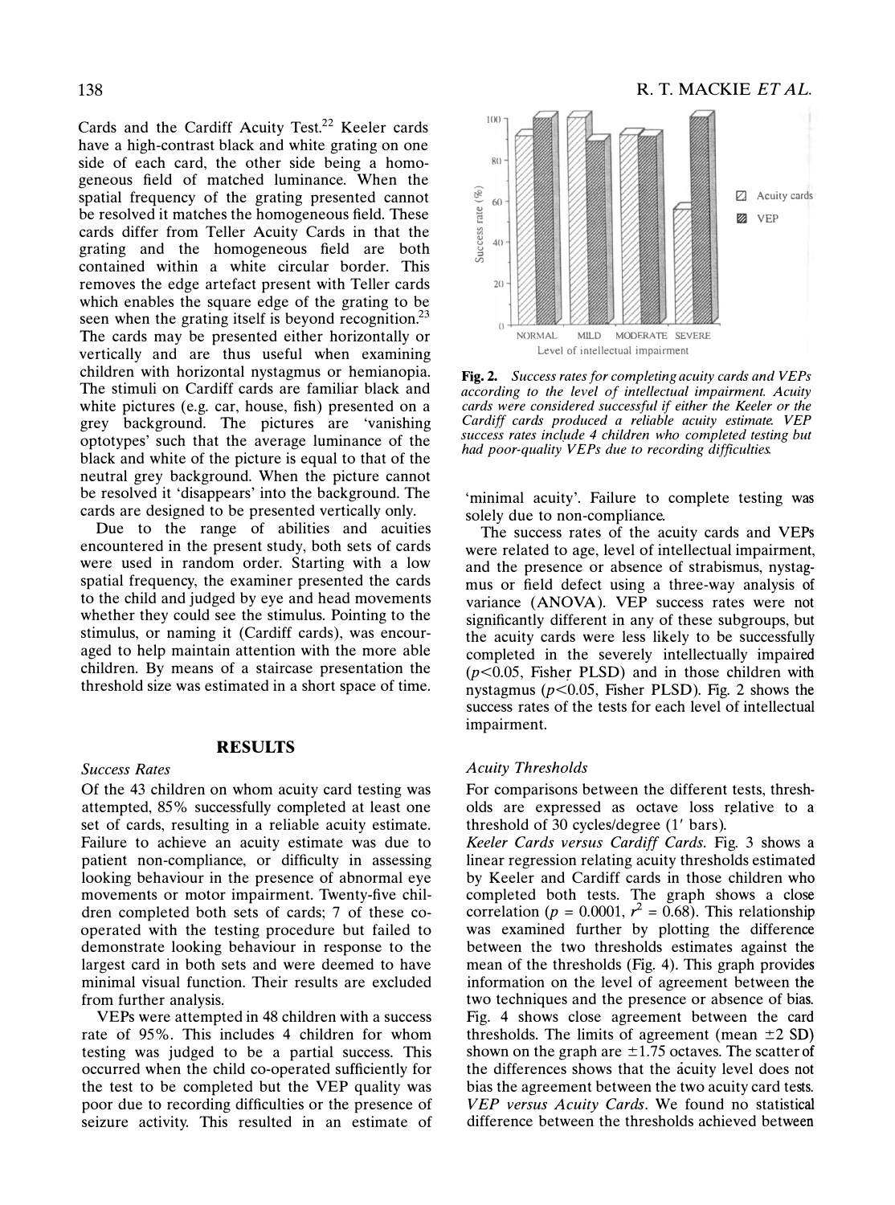Cards and the Cardiff Acuity Test.[22] Keeler cards have a high-contrast black and white grating on one side of each card, the other side being a homogeneous field of matched luminance. When the spatial frequency of the grating presented cannot be resolved it matches the homogeneous field. These cards differ from Teller Acuity Cards in that the grating and the homogeneous field are both contained within a white circular border. This removes the edge artefact present with Teller cards which enables the square edge of the grating to be seen when the grating itself is beyond recognition.[23] The cards may be presented either horizontally or vertically and are thus useful when examining children with horizontal nystagmus or hemianopia. The stimuli on Cardiff cards are familiar black and white pictures (e.g. car, house, fish) presented on a grey background. The pictures are 'vanishing optotypes' such that the average luminance of the black and white of the picture is equal to that of the neutral grey background. When the picture cannot be resolved it 'disappears' into the background. The cards are designed to be presented vertically only.

Due to the range of abilities and acuities encountered in the present study, both sets of cards were used in random order. Starting with a low spatial frequency, the examiner presented the cards to the child and judged by eye and head movements whether they could see the stimulus. Pointing to the stimulus, or naming it (Cardiff cards), was encouraged to help maintain attention with the more able children. By means of a staircase presentation the threshold size was estimated in a short space of time.

## RESULTS

### Success Rates

Of the 43 children on whom acuity card testing was attempted, 85% successfully completed at least one set of cards, resulting in a reliable acuity estimate. Failure to achieve an acuity estimate was due to patient non-compliance, or difficulty in assessing looking behaviour in the presence of abnormal eye movements or motor impairment. Twenty-five children completed both sets of cards; 7 of these co-operated with the testing procedure but failed to demonstrate looking behaviour in response to the largest card in both sets and were deemed to have minimal visual function. Their results are excluded from further analysis.

VEPs were attempted in 48 children with a success rate of 95%. This includes 4 children for whom testing was judged to be a partial success. This occurred when the child co-operated sufficiently for the test to be completed but the VEP quality was poor due to recording difficulties or the presence of seizure activity. This resulted in an estimate of 'minimal acuity'. Failure to complete testing was solely due to non-compliance.

**Fig. 2.** *Success rates for completing acuity cards and VEPs according to the level of intellectual impairment. Acuity cards were considered successful if either the Keeler or the Cardiff cards produced a reliable acuity estimate. VEP success rates include 4 children who completed testing but had poor-quality VEPs due to recording difficulties.*

The success rates of the acuity cards and VEPs were related to age, level of intellectual impairment, and the presence or absence of strabismus, nystagmus or field defect using a three-way analysis of variance (ANOVA). VEP success rates were not significantly different in any of these subgroups, but the acuity cards were less likely to be successfully completed in the severely intellectually impaired ($p<0.05$, Fisher PLSD) and in those children with nystagmus ($p<0.05$, Fisher PLSD). Fig. 2 shows the success rates of the tests for each level of intellectual impairment.

### Acuity Thresholds

For comparisons between the different tests, thresholds are expressed as octave loss relative to a threshold of 30 cycles/degree (1′ bars).

*Keeler Cards versus Cardiff Cards*. Fig. 3 shows a linear regression relating acuity thresholds estimated by Keeler and Cardiff cards in those children who completed both tests. The graph shows a close correlation ($p = 0.0001$, $r^2 = 0.68$). This relationship was examined further by plotting the difference between the two thresholds estimates against the mean of the thresholds (Fig. 4). This graph provides information on the level of agreement between the two techniques and the presence or absence of bias. Fig. 4 shows close agreement between the card thresholds. The limits of agreement (mean $\pm 2$ SD) shown on the graph are $\pm 1.75$ octaves. The scatter of the differences shows that the acuity level does not bias the agreement between the two acuity card tests.

*VEP versus Acuity Cards*. We found no statistical difference between the thresholds achieved between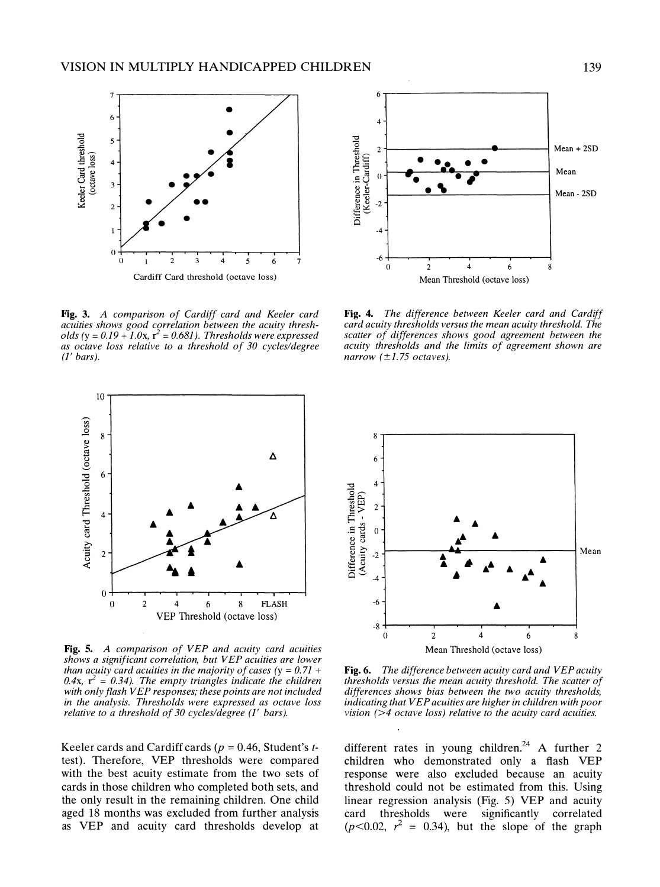*Fig. 3. A comparison of Cardiff card and Keeler card acuities shows good correlation between the acuity thresholds ($y = 0.19 + 1.0x$, $r^2 = 0.681$). Thresholds were expressed as octave loss relative to a threshold of 30 cycles/degree (1' bars).*

*Fig. 4. The difference between Keeler card and Cardiff card acuity thresholds versus the mean acuity threshold. The scatter of differences shows good agreement between the acuity thresholds and the limits of agreement shown are narrow (±1.75 octaves).*

*Fig. 5. A comparison of VEP and acuity card acuities shows a significant correlation, but VEP acuities are lower than acuity card acuities in the majority of cases ($y = 0.71 + 0.4x$, $r^2 = 0.34$). The empty triangles indicate the children with only flash VEP responses; these points are not included in the analysis. Thresholds were expressed as octave loss relative to a threshold of 30 cycles/degree (1' bars).*

*Fig. 6. The difference between acuity card and VEP acuity thresholds versus the mean acuity threshold. The scatter of differences shows bias between the two acuity thresholds, indicating that VEP acuities are higher in children with poor vision (>4 octave loss) relative to the acuity card acuities.*

Keeler cards and Cardiff cards ($p = 0.46$, Student's $t$-test). Therefore, VEP thresholds were compared with the best acuity estimate from the two sets of cards in those children who completed both sets, and the only result in the remaining children. One child aged 18 months was excluded from further analysis as VEP and acuity card thresholds develop at different rates in young children.[24] A further 2 children who demonstrated only a flash VEP response were also excluded because an acuity threshold could not be estimated from this. Using linear regression analysis (Fig. 5) VEP and acuity card thresholds were significantly correlated ($p<0.02$, $r^2 = 0.34$), but the slope of the graph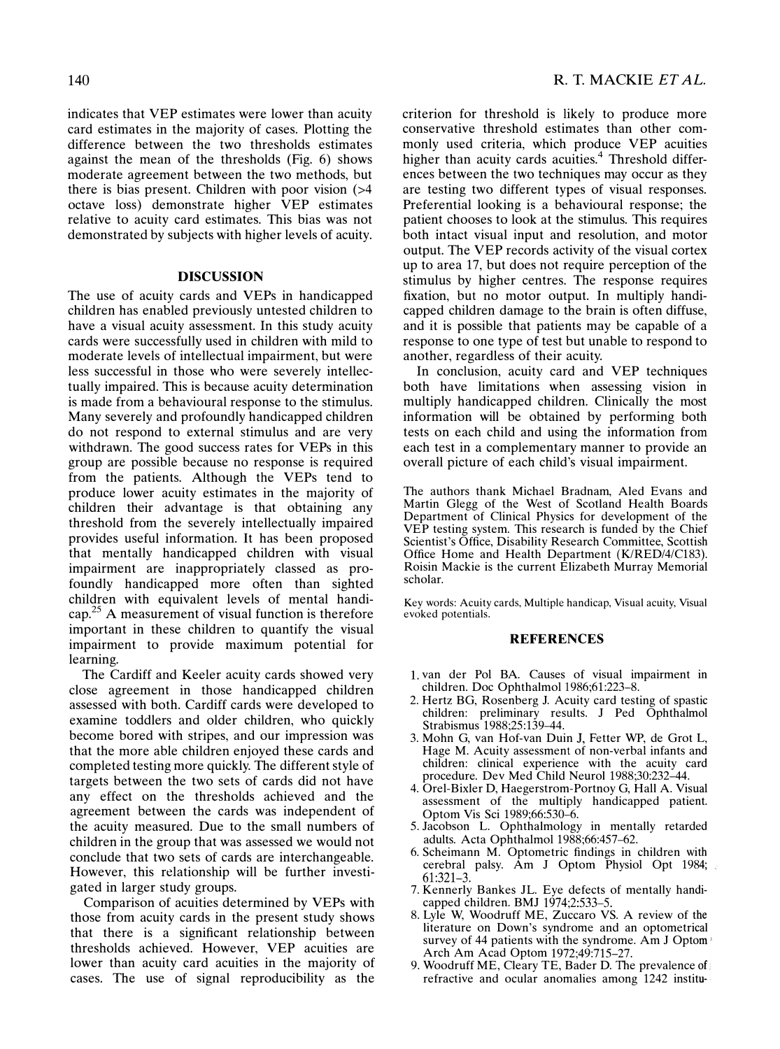indicates that VEP estimates were lower than acuity card estimates in the majority of cases. Plotting the difference between the two thresholds estimates against the mean of the thresholds (Fig. 6) shows moderate agreement between the two methods, but there is bias present. Children with poor vision (>4 octave loss) demonstrate higher VEP estimates relative to acuity card estimates. This bias was not demonstrated by subjects with higher levels of acuity.

## DISCUSSION

The use of acuity cards and VEPs in handicapped children has enabled previously untested children to have a visual acuity assessment. In this study acuity cards were successfully used in children with mild to moderate levels of intellectual impairment, but were less successful in those who were severely intellectually impaired. This is because acuity determination is made from a behavioural response to the stimulus. Many severely and profoundly handicapped children do not respond to external stimulus and are very withdrawn. The good success rates for VEPs in this group are possible because no response is required from the patients. Although the VEPs tend to produce lower acuity estimates in the majority of children their advantage is that obtaining any threshold from the severely intellectually impaired provides useful information. It has been proposed that mentally handicapped children with visual impairment are inappropriately classed as profoundly handicapped more often than sighted children with equivalent levels of mental handicap.[25] A measurement of visual function is therefore important in these children to quantify the visual impairment to provide maximum potential for learning.

The Cardiff and Keeler acuity cards showed very close agreement in those handicapped children assessed with both. Cardiff cards were developed to examine toddlers and older children, who quickly become bored with stripes, and our impression was that the more able children enjoyed these cards and completed testing more quickly. The different style of targets between the two sets of cards did not have any effect on the thresholds achieved and the agreement between the cards was independent of the acuity measured. Due to the small numbers of children in the group that was assessed we would not conclude that two sets of cards are interchangeable. However, this relationship will be further investigated in larger study groups.

Comparison of acuities determined by VEPs with those from acuity cards in the present study shows that there is a significant relationship between thresholds achieved. However, VEP acuities are lower than acuity card acuities in the majority of cases. The use of signal reproducibility as the criterion for threshold is likely to produce more conservative threshold estimates than other commonly used criteria, which produce VEP acuities higher than acuity cards acuities.[4] Threshold differences between the two techniques may occur as they are testing two different types of visual responses. Preferential looking is a behavioural response; the patient chooses to look at the stimulus. This requires both intact visual input and resolution, and motor output. The VEP records activity of the visual cortex up to area 17, but does not require perception of the stimulus by higher centres. The response requires fixation, but no motor output. In multiply handicapped children damage to the brain is often diffuse, and it is possible that patients may be capable of a response to one type of test but unable to respond to another, regardless of their acuity.

In conclusion, acuity card and VEP techniques both have limitations when assessing vision in multiply handicapped children. Clinically the most information will be obtained by performing both tests on each child and using the information from each test in a complementary manner to provide an overall picture of each child's visual impairment.

The authors thank Michael Bradnam, Aled Evans and Martin Glegg of the West of Scotland Health Boards Department of Clinical Physics for development of the VEP testing system. This research is funded by the Chief Scientist's Office, Disability Research Committee, Scottish Office Home and Health Department (K/RED/4/C183). Roisin Mackie is the current Elizabeth Murray Memorial scholar.

Key words: Acuity cards, Multiple handicap, Visual acuity, Visual evoked potentials.

## REFERENCES

1. van der Pol BA. Causes of visual impairment in children. Doc Ophthalmol 1986;61:223–8.
2. Hertz BG, Rosenberg J. Acuity card testing of spastic children: preliminary results. J Ped Ophthalmol Strabismus 1988;25:139–44.
3. Mohn G, van Hof-van Duin J, Fetter WP, de Grot L, Hage M. Acuity assessment of non-verbal infants and children: clinical experience with the acuity card procedure. Dev Med Child Neurol 1988;30:232–44.
4. Orel-Bixler D, Haegerstrom-Portnoy G, Hall A. Visual assessment of the multiply handicapped patient. Optom Vis Sci 1989;66:530–6.
5. Jacobson L. Ophthalmology in mentally retarded adults. Acta Ophthalmol 1988;66:457–62.
6. Scheimann M. Optometric findings in children with cerebral palsy. Am J Optom Physiol Opt 1984; 61:321–3.
7. Kennerly Bankes JL. Eye defects of mentally handicapped children. BMJ 1974;2:533–5.
8. Lyle W, Woodruff ME, Zuccaro VS. A review of the literature on Down's syndrome and an optometrical survey of 44 patients with the syndrome. Am J Optom Arch Am Acad Optom 1972;49:715–27.
9. Woodruff ME, Cleary TE, Bader D. The prevalence of refractive and ocular anomalies among 1242 institu-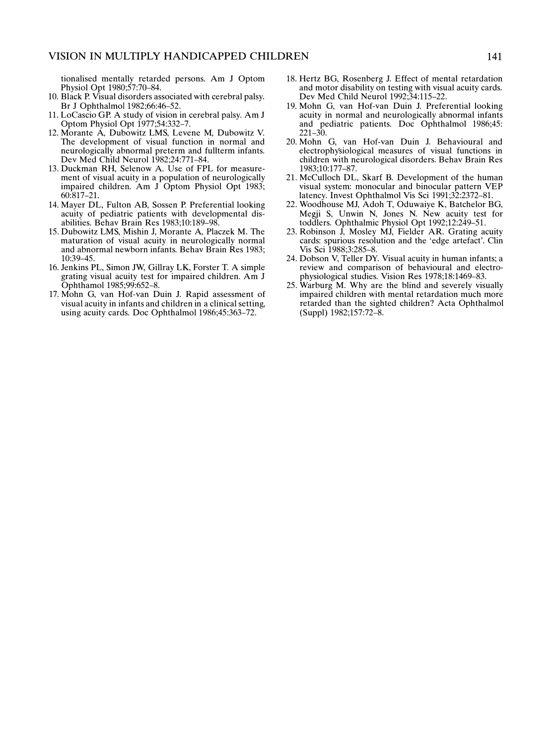tionalised mentally retarded persons. Am J Optom Physiol Opt 1980;57:70–84.

10. Black P. Visual disorders associated with cerebral palsy. Br J Ophthalmol 1982;66:46–52.
11. LoCascio GP. A study of vision in cerebral palsy. Am J Optom Physiol Opt 1977;54:332–7.
12. Morante A, Dubowitz LMS, Levene M, Dubowitz V. The development of visual function in normal and neurologically abnormal preterm and fullterm infants. Dev Med Child Neurol 1982;24:771–84.
13. Duckman RH, Selenow A. Use of FPL for measurement of visual acuity in a population of neurologically impaired children. Am J Optom Physiol Opt 1983; 60:817–21.
14. Mayer DL, Fulton AB, Sossen P. Preferential looking acuity of pediatric patients with developmental disabilities. Behav Brain Res 1983;10:189–98.
15. Dubowitz LMS, Mishin J, Morante A, Placzek M. The maturation of visual acuity in neurologically normal and abnormal newborn infants. Behav Brain Res 1983; 10:39–45.
16. Jenkins PL, Simon JW, Gillray LK, Forster T. A simple grating visual acuity test for impaired children. Am J Ophthamol 1985;99:652–8.
17. Mohn G, van Hof-van Duin J. Rapid assessment of visual acuity in infants and children in a clinical setting, using acuity cards. Doc Ophthalmol 1986;45:363–72.
18. Hertz BG, Rosenberg J. Effect of mental retardation and motor disability on testing with visual acuity cards. Dev Med Child Neurol 1992;34:115–22.
19. Mohn G, van Hof-van Duin J. Preferential looking acuity in normal and neurologically abnormal infants and pediatric patients. Doc Ophthalmol 1986;45: 221–30.
20. Mohn G, van Hof-van Duin J. Behavioural and electrophysiological measures of visual functions in children with neurological disorders. Behav Brain Res 1983;10:177–87.
21. McCulloch DL, Skarf B. Development of the human visual system: monocular and binocular pattern VEP latency. Invest Ophthalmol Vis Sci 1991;32:2372–81.
22. Woodhouse MJ, Adoh T, Oduwaiye K, Batchelor BG, Megji S, Unwin N, Jones N. New acuity test for toddlers. Ophthalmic Physiol Opt 1992;12:249–51.
23. Robinson J, Mosley MJ, Fielder AR. Grating acuity cards: spurious resolution and the 'edge artefact'. Clin Vis Sci 1988;3:285–8.
24. Dobson V, Teller DY. Visual acuity in human infants; a review and comparison of behavioural and electrophysiological studies. Vision Res 1978;18:1469–83.
25. Warburg M. Why are the blind and severely visually impaired children with mental retardation much more retarded than the sighted children? Acta Ophthalmol (Suppl) 1982;157:72–8.